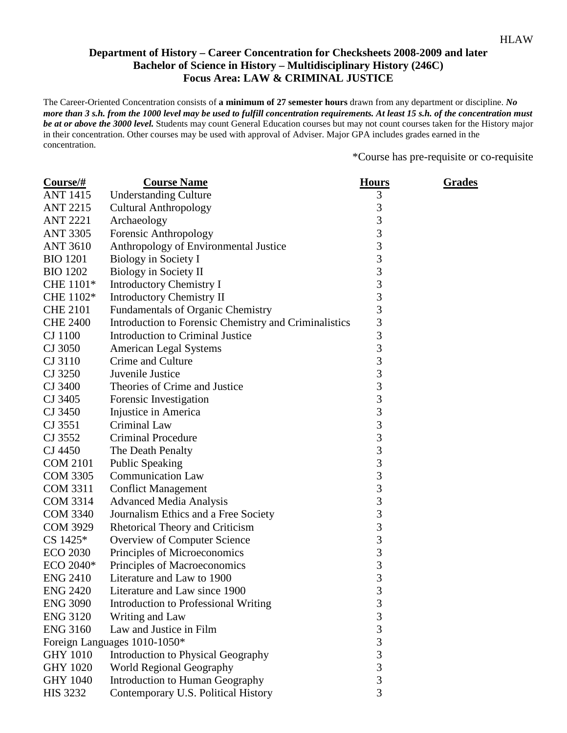**Department of History – Career Concentration for Checksheets 2008-2009 and later**
**Bachelor of Science in History – Multidisciplinary History (246C)**
**Focus Area: LAW & CRIMINAL JUSTICE**

The Career-Oriented Concentration consists of **a minimum of 27 semester hours** drawn from any department or discipline. ***No more than 3 s.h. from the 1000 level may be used to fulfill concentration requirements. At least 15 s.h. of the concentration must be at or above the 3000 level.*** Students may count General Education courses but may not count courses taken for the History major in their concentration. Other courses may be used with approval of Adviser. Major GPA includes grades earned in the concentration.

*Course has pre-requisite or co-requisite

| Course/# | Course Name | Hours | Grades |
|---|---|---|---|
| ANT 1415 | Understanding Culture | 3 | |
| ANT 2215 | Cultural Anthropology | 3 | |
| ANT 2221 | Archaeology | 3 | |
| ANT 3305 | Forensic Anthropology | 3 | |
| ANT 3610 | Anthropology of Environmental Justice | 3 | |
| BIO 1201 | Biology in Society I | 3 | |
| BIO 1202 | Biology in Society II | 3 | |
| CHE 1101* | Introductory Chemistry I | 3 | |
| CHE 1102* | Introductory Chemistry II | 3 | |
| CHE 2101 | Fundamentals of Organic Chemistry | 3 | |
| CHE 2400 | Introduction to Forensic Chemistry and Criminalistics | 3 | |
| CJ 1100 | Introduction to Criminal Justice | 3 | |
| CJ 3050 | American Legal Systems | 3 | |
| CJ 3110 | Crime and Culture | 3 | |
| CJ 3250 | Juvenile Justice | 3 | |
| CJ 3400 | Theories of Crime and Justice | 3 | |
| CJ 3405 | Forensic Investigation | 3 | |
| CJ 3450 | Injustice in America | 3 | |
| CJ 3551 | Criminal Law | 3 | |
| CJ 3552 | Criminal Procedure | 3 | |
| CJ 4450 | The Death Penalty | 3 | |
| COM 2101 | Public Speaking | 3 | |
| COM 3305 | Communication Law | 3 | |
| COM 3311 | Conflict Management | 3 | |
| COM 3314 | Advanced Media Analysis | 3 | |
| COM 3340 | Journalism Ethics and a Free Society | 3 | |
| COM 3929 | Rhetorical Theory and Criticism | 3 | |
| CS 1425* | Overview of Computer Science | 3 | |
| ECO 2030 | Principles of Microeconomics | 3 | |
| ECO 2040* | Principles of Macroeconomics | 3 | |
| ENG 2410 | Literature and Law to 1900 | 3 | |
| ENG 2420 | Literature and Law since 1900 | 3 | |
| ENG 3090 | Introduction to Professional Writing | 3 | |
| ENG 3120 | Writing and Law | 3 | |
| ENG 3160 | Law and Justice in Film | 3 | |
| Foreign Languages 1010-1050* | | 3 | |
| GHY 1010 | Introduction to Physical Geography | 3 | |
| GHY 1020 | World Regional Geography | 3 | |
| GHY 1040 | Introduction to Human Geography | 3 | |
| HIS 3232 | Contemporary U.S. Political History | 3 | |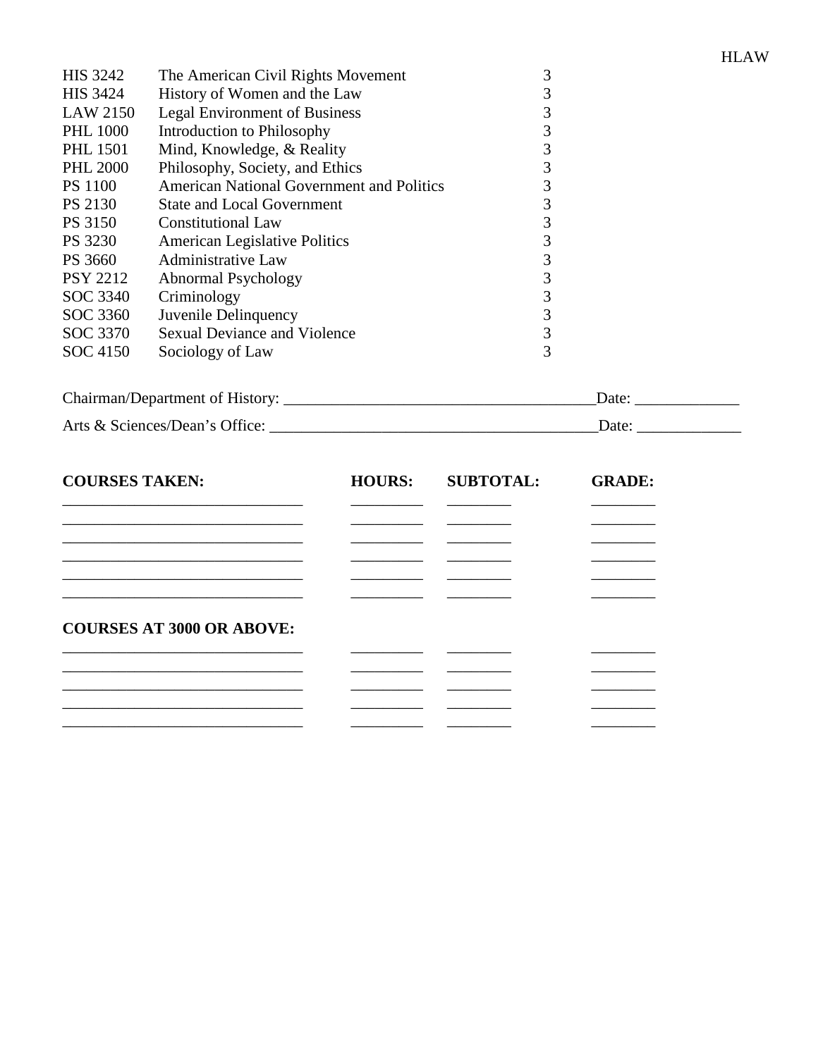| | | |
|---|---|---|
| HIS 3242 | The American Civil Rights Movement | 3 |
| HIS 3424 | History of Women and the Law | 3 |
| LAW 2150 | Legal Environment of Business | 3 |
| PHL 1000 | Introduction to Philosophy | 3 |
| PHL 1501 | Mind, Knowledge, & Reality | 3 |
| PHL 2000 | Philosophy, Society, and Ethics | 3 |
| PS 1100 | American National Government and Politics | 3 |
| PS 2130 | State and Local Government | 3 |
| PS 3150 | Constitutional Law | 3 |
| PS 3230 | American Legislative Politics | 3 |
| PS 3660 | Administrative Law | 3 |
| PSY 2212 | Abnormal Psychology | 3 |
| SOC 3340 | Criminology | 3 |
| SOC 3360 | Juvenile Delinquency | 3 |
| SOC 3370 | Sexual Deviance and Violence | 3 |
| SOC 4150 | Sociology of Law | 3 |

Chairman/Department of History: ________________________________________Date: _____________

Arts & Sciences/Dean's Office: ___________________________________________Date: _____________

| COURSES TAKEN: | HOURS: | SUBTOTAL: | GRADE: |
|---|---|---|---|
| ______________________________ | _________ | ________ | ________ |
| ______________________________ | _________ | ________ | ________ |
| ______________________________ | _________ | ________ | ________ |
| ______________________________ | _________ | ________ | ________ |
| ______________________________ | _________ | ________ | ________ |
| ______________________________ | _________ | ________ | ________ |

| COURSES AT 3000 OR ABOVE: | | | |
|---|---|---|---|
| ______________________________ | _________ | ________ | ________ |
| ______________________________ | _________ | ________ | ________ |
| ______________________________ | _________ | ________ | ________ |
| ______________________________ | _________ | ________ | ________ |
| ______________________________ | _________ | ________ | ________ |